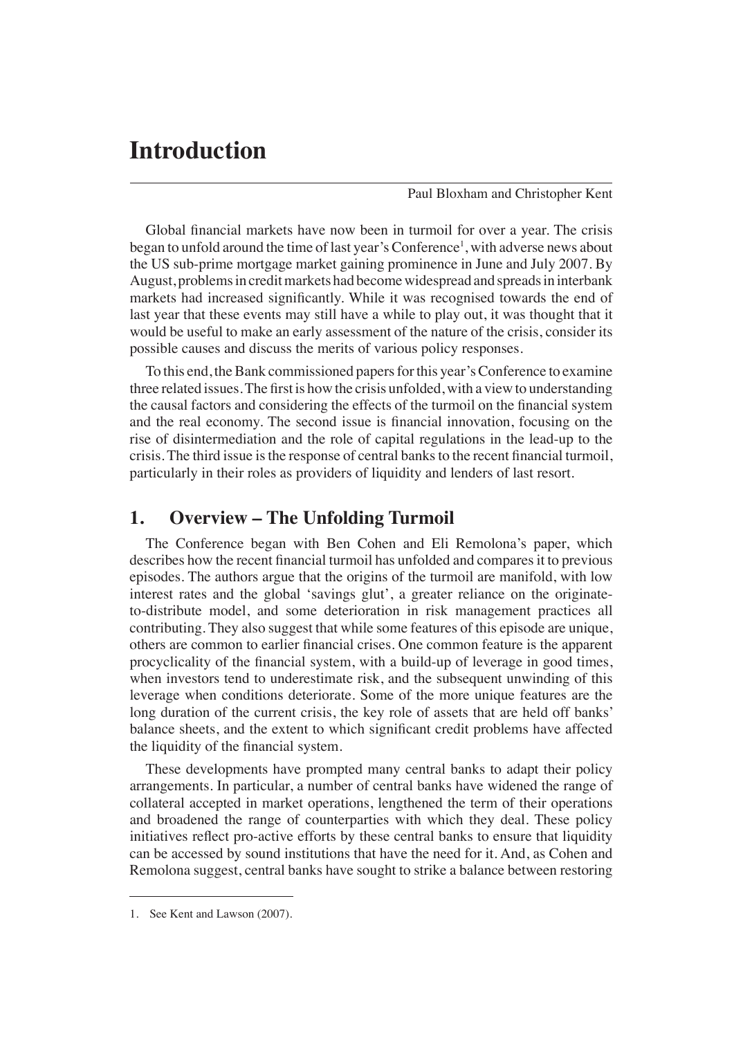# Introduction

Paul Bloxham and Christopher Kent

Global financial markets have now been in turmoil for over a year. The crisis began to unfold around the time of last year's Conference[1], with adverse news about the US sub-prime mortgage market gaining prominence in June and July 2007. By August, problems in credit markets had become widespread and spreads in interbank markets had increased significantly. While it was recognised towards the end of last year that these events may still have a while to play out, it was thought that it would be useful to make an early assessment of the nature of the crisis, consider its possible causes and discuss the merits of various policy responses.

To this end, the Bank commissioned papers for this year's Conference to examine three related issues. The first is how the crisis unfolded, with a view to understanding the causal factors and considering the effects of the turmoil on the financial system and the real economy. The second issue is financial innovation, focusing on the rise of disintermediation and the role of capital regulations in the lead-up to the crisis. The third issue is the response of central banks to the recent financial turmoil, particularly in their roles as providers of liquidity and lenders of last resort.

## 1. Overview – The Unfolding Turmoil

The Conference began with Ben Cohen and Eli Remolona's paper, which describes how the recent financial turmoil has unfolded and compares it to previous episodes. The authors argue that the origins of the turmoil are manifold, with low interest rates and the global 'savings glut', a greater reliance on the originate-to-distribute model, and some deterioration in risk management practices all contributing. They also suggest that while some features of this episode are unique, others are common to earlier financial crises. One common feature is the apparent procyclicality of the financial system, with a build-up of leverage in good times, when investors tend to underestimate risk, and the subsequent unwinding of this leverage when conditions deteriorate. Some of the more unique features are the long duration of the current crisis, the key role of assets that are held off banks' balance sheets, and the extent to which significant credit problems have affected the liquidity of the financial system.

These developments have prompted many central banks to adapt their policy arrangements. In particular, a number of central banks have widened the range of collateral accepted in market operations, lengthened the term of their operations and broadened the range of counterparties with which they deal. These policy initiatives reflect pro-active efforts by these central banks to ensure that liquidity can be accessed by sound institutions that have the need for it. And, as Cohen and Remolona suggest, central banks have sought to strike a balance between restoring

1. See Kent and Lawson (2007).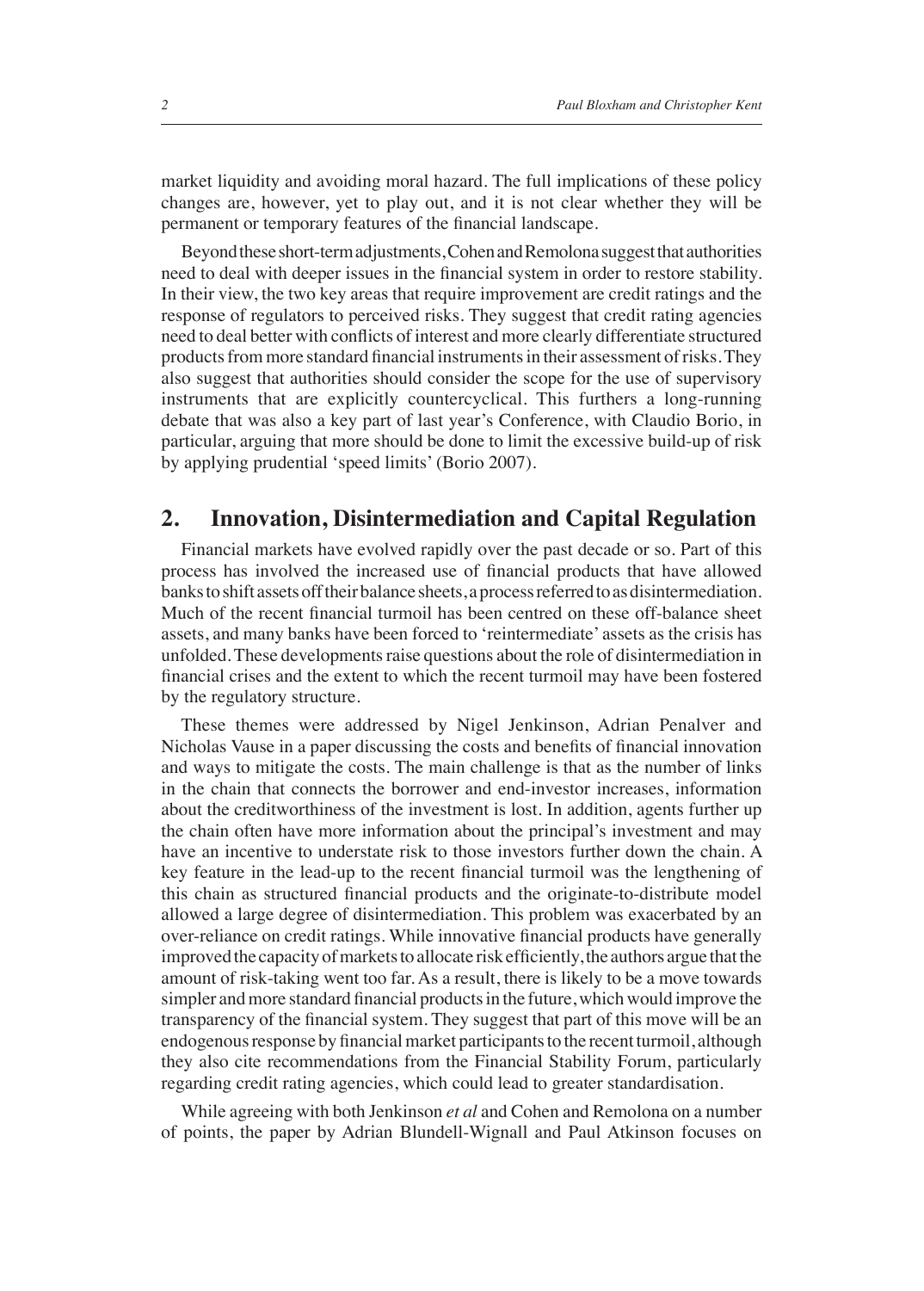market liquidity and avoiding moral hazard. The full implications of these policy changes are, however, yet to play out, and it is not clear whether they will be permanent or temporary features of the financial landscape.

Beyond these short-term adjustments, Cohen and Remolona suggest that authorities need to deal with deeper issues in the financial system in order to restore stability. In their view, the two key areas that require improvement are credit ratings and the response of regulators to perceived risks. They suggest that credit rating agencies need to deal better with conflicts of interest and more clearly differentiate structured products from more standard financial instruments in their assessment of risks. They also suggest that authorities should consider the scope for the use of supervisory instruments that are explicitly countercyclical. This furthers a long-running debate that was also a key part of last year's Conference, with Claudio Borio, in particular, arguing that more should be done to limit the excessive build-up of risk by applying prudential 'speed limits' (Borio 2007).

## 2. Innovation, Disintermediation and Capital Regulation

Financial markets have evolved rapidly over the past decade or so. Part of this process has involved the increased use of financial products that have allowed banks to shift assets off their balance sheets, a process referred to as disintermediation. Much of the recent financial turmoil has been centred on these off-balance sheet assets, and many banks have been forced to 'reintermediate' assets as the crisis has unfolded. These developments raise questions about the role of disintermediation in financial crises and the extent to which the recent turmoil may have been fostered by the regulatory structure.

These themes were addressed by Nigel Jenkinson, Adrian Penalver and Nicholas Vause in a paper discussing the costs and benefits of financial innovation and ways to mitigate the costs. The main challenge is that as the number of links in the chain that connects the borrower and end-investor increases, information about the creditworthiness of the investment is lost. In addition, agents further up the chain often have more information about the principal's investment and may have an incentive to understate risk to those investors further down the chain. A key feature in the lead-up to the recent financial turmoil was the lengthening of this chain as structured financial products and the originate-to-distribute model allowed a large degree of disintermediation. This problem was exacerbated by an over-reliance on credit ratings. While innovative financial products have generally improved the capacity of markets to allocate risk efficiently, the authors argue that the amount of risk-taking went too far. As a result, there is likely to be a move towards simpler and more standard financial products in the future, which would improve the transparency of the financial system. They suggest that part of this move will be an endogenous response by financial market participants to the recent turmoil, although they also cite recommendations from the Financial Stability Forum, particularly regarding credit rating agencies, which could lead to greater standardisation.

While agreeing with both Jenkinson *et al* and Cohen and Remolona on a number of points, the paper by Adrian Blundell-Wignall and Paul Atkinson focuses on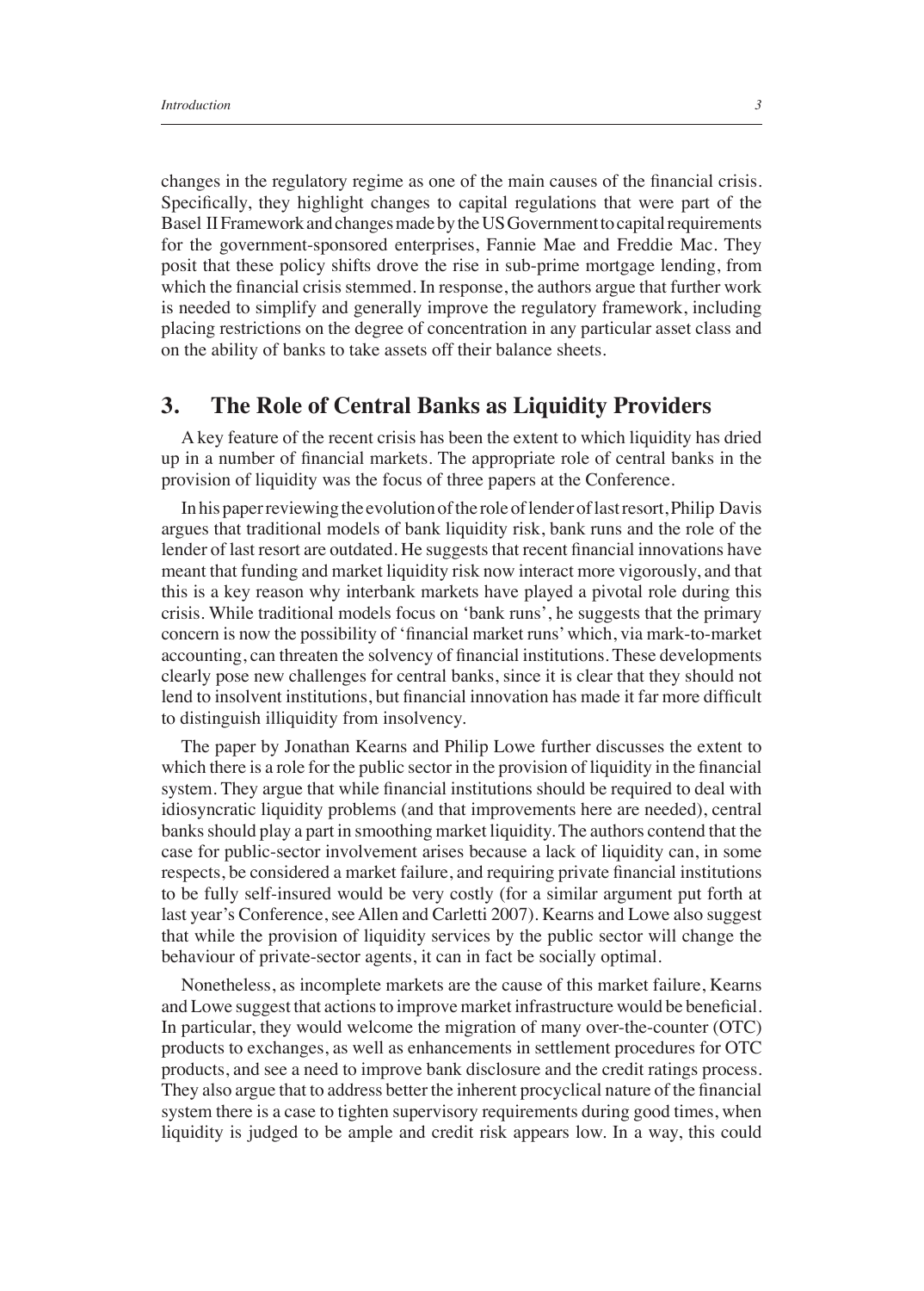changes in the regulatory regime as one of the main causes of the financial crisis. Specifically, they highlight changes to capital regulations that were part of the Basel II Framework and changes made by the US Government to capital requirements for the government-sponsored enterprises, Fannie Mae and Freddie Mac. They posit that these policy shifts drove the rise in sub-prime mortgage lending, from which the financial crisis stemmed. In response, the authors argue that further work is needed to simplify and generally improve the regulatory framework, including placing restrictions on the degree of concentration in any particular asset class and on the ability of banks to take assets off their balance sheets.

## 3. The Role of Central Banks as Liquidity Providers

A key feature of the recent crisis has been the extent to which liquidity has dried up in a number of financial markets. The appropriate role of central banks in the provision of liquidity was the focus of three papers at the Conference.

In his paper reviewing the evolution of the role of lender of last resort, Philip Davis argues that traditional models of bank liquidity risk, bank runs and the role of the lender of last resort are outdated. He suggests that recent financial innovations have meant that funding and market liquidity risk now interact more vigorously, and that this is a key reason why interbank markets have played a pivotal role during this crisis. While traditional models focus on 'bank runs', he suggests that the primary concern is now the possibility of 'financial market runs' which, via mark-to-market accounting, can threaten the solvency of financial institutions. These developments clearly pose new challenges for central banks, since it is clear that they should not lend to insolvent institutions, but financial innovation has made it far more difficult to distinguish illiquidity from insolvency.

The paper by Jonathan Kearns and Philip Lowe further discusses the extent to which there is a role for the public sector in the provision of liquidity in the financial system. They argue that while financial institutions should be required to deal with idiosyncratic liquidity problems (and that improvements here are needed), central banks should play a part in smoothing market liquidity. The authors contend that the case for public-sector involvement arises because a lack of liquidity can, in some respects, be considered a market failure, and requiring private financial institutions to be fully self-insured would be very costly (for a similar argument put forth at last year's Conference, see Allen and Carletti 2007). Kearns and Lowe also suggest that while the provision of liquidity services by the public sector will change the behaviour of private-sector agents, it can in fact be socially optimal.

Nonetheless, as incomplete markets are the cause of this market failure, Kearns and Lowe suggest that actions to improve market infrastructure would be beneficial. In particular, they would welcome the migration of many over-the-counter (OTC) products to exchanges, as well as enhancements in settlement procedures for OTC products, and see a need to improve bank disclosure and the credit ratings process. They also argue that to address better the inherent procyclical nature of the financial system there is a case to tighten supervisory requirements during good times, when liquidity is judged to be ample and credit risk appears low. In a way, this could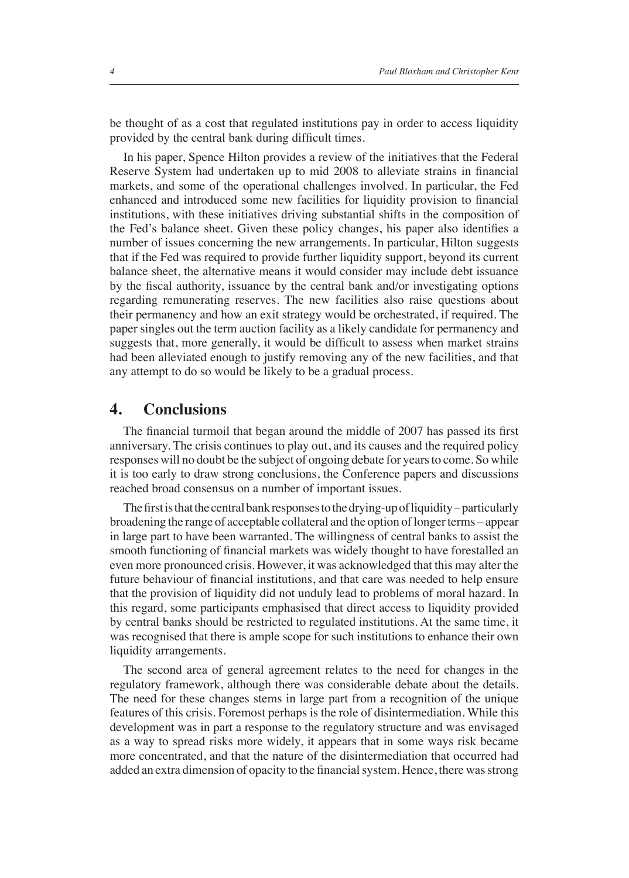be thought of as a cost that regulated institutions pay in order to access liquidity provided by the central bank during difficult times.

In his paper, Spence Hilton provides a review of the initiatives that the Federal Reserve System had undertaken up to mid 2008 to alleviate strains in financial markets, and some of the operational challenges involved. In particular, the Fed enhanced and introduced some new facilities for liquidity provision to financial institutions, with these initiatives driving substantial shifts in the composition of the Fed's balance sheet. Given these policy changes, his paper also identifies a number of issues concerning the new arrangements. In particular, Hilton suggests that if the Fed was required to provide further liquidity support, beyond its current balance sheet, the alternative means it would consider may include debt issuance by the fiscal authority, issuance by the central bank and/or investigating options regarding remunerating reserves. The new facilities also raise questions about their permanency and how an exit strategy would be orchestrated, if required. The paper singles out the term auction facility as a likely candidate for permanency and suggests that, more generally, it would be difficult to assess when market strains had been alleviated enough to justify removing any of the new facilities, and that any attempt to do so would be likely to be a gradual process.

## 4. Conclusions

The financial turmoil that began around the middle of 2007 has passed its first anniversary. The crisis continues to play out, and its causes and the required policy responses will no doubt be the subject of ongoing debate for years to come. So while it is too early to draw strong conclusions, the Conference papers and discussions reached broad consensus on a number of important issues.

The first is that the central bank responses to the drying-up of liquidity – particularly broadening the range of acceptable collateral and the option of longer terms – appear in large part to have been warranted. The willingness of central banks to assist the smooth functioning of financial markets was widely thought to have forestalled an even more pronounced crisis. However, it was acknowledged that this may alter the future behaviour of financial institutions, and that care was needed to help ensure that the provision of liquidity did not unduly lead to problems of moral hazard. In this regard, some participants emphasised that direct access to liquidity provided by central banks should be restricted to regulated institutions. At the same time, it was recognised that there is ample scope for such institutions to enhance their own liquidity arrangements.

The second area of general agreement relates to the need for changes in the regulatory framework, although there was considerable debate about the details. The need for these changes stems in large part from a recognition of the unique features of this crisis. Foremost perhaps is the role of disintermediation. While this development was in part a response to the regulatory structure and was envisaged as a way to spread risks more widely, it appears that in some ways risk became more concentrated, and that the nature of the disintermediation that occurred had added an extra dimension of opacity to the financial system. Hence, there was strong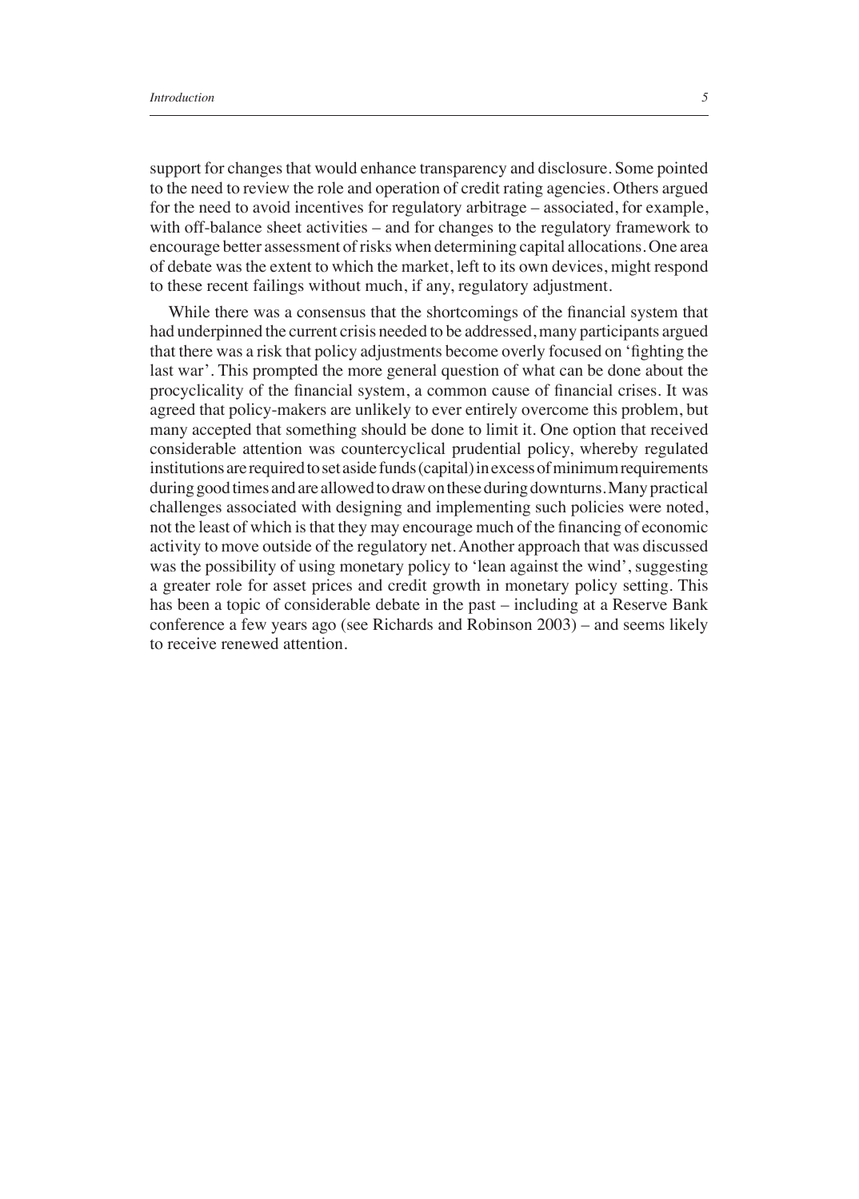support for changes that would enhance transparency and disclosure. Some pointed to the need to review the role and operation of credit rating agencies. Others argued for the need to avoid incentives for regulatory arbitrage – associated, for example, with off-balance sheet activities – and for changes to the regulatory framework to encourage better assessment of risks when determining capital allocations. One area of debate was the extent to which the market, left to its own devices, might respond to these recent failings without much, if any, regulatory adjustment.

While there was a consensus that the shortcomings of the financial system that had underpinned the current crisis needed to be addressed, many participants argued that there was a risk that policy adjustments become overly focused on 'fighting the last war'. This prompted the more general question of what can be done about the procyclicality of the financial system, a common cause of financial crises. It was agreed that policy-makers are unlikely to ever entirely overcome this problem, but many accepted that something should be done to limit it. One option that received considerable attention was countercyclical prudential policy, whereby regulated institutions are required to set aside funds (capital) in excess of minimum requirements during good times and are allowed to draw on these during downturns. Many practical challenges associated with designing and implementing such policies were noted, not the least of which is that they may encourage much of the financing of economic activity to move outside of the regulatory net. Another approach that was discussed was the possibility of using monetary policy to 'lean against the wind', suggesting a greater role for asset prices and credit growth in monetary policy setting. This has been a topic of considerable debate in the past – including at a Reserve Bank conference a few years ago (see Richards and Robinson 2003) – and seems likely to receive renewed attention.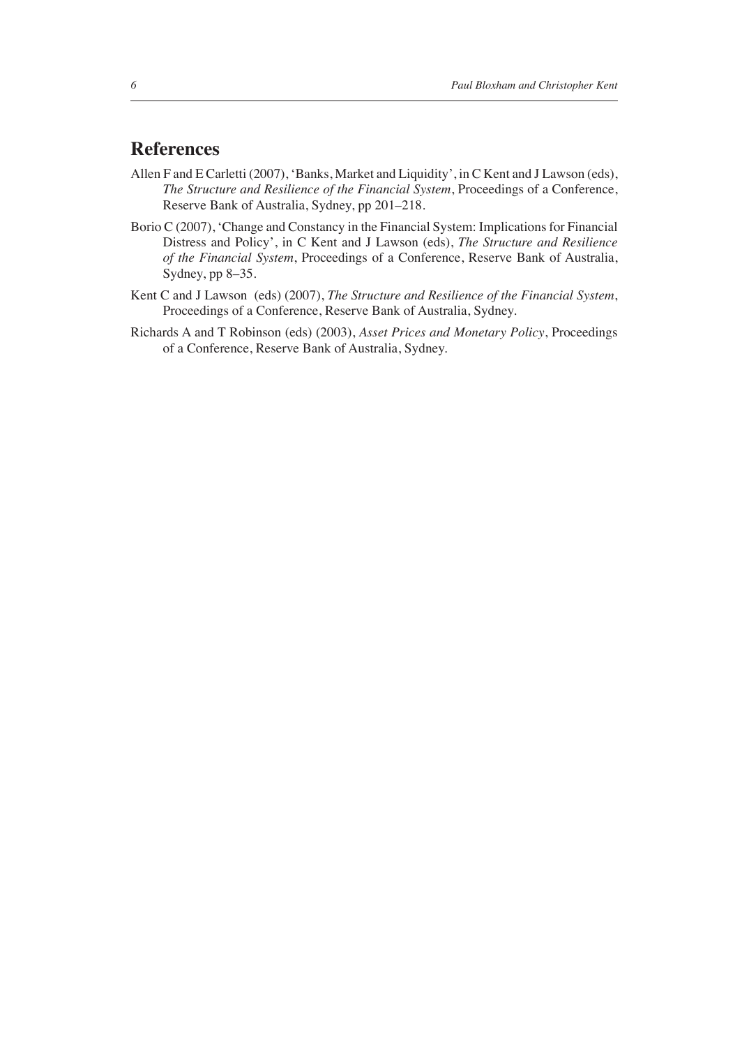# References

Allen F and E Carletti (2007), 'Banks, Market and Liquidity', in C Kent and J Lawson (eds), *The Structure and Resilience of the Financial System*, Proceedings of a Conference, Reserve Bank of Australia, Sydney, pp 201–218.

Borio C (2007), 'Change and Constancy in the Financial System: Implications for Financial Distress and Policy', in C Kent and J Lawson (eds), *The Structure and Resilience of the Financial System*, Proceedings of a Conference, Reserve Bank of Australia, Sydney, pp 8–35.

Kent C and J Lawson (eds) (2007), *The Structure and Resilience of the Financial System*, Proceedings of a Conference, Reserve Bank of Australia, Sydney.

Richards A and T Robinson (eds) (2003), *Asset Prices and Monetary Policy*, Proceedings of a Conference, Reserve Bank of Australia, Sydney.